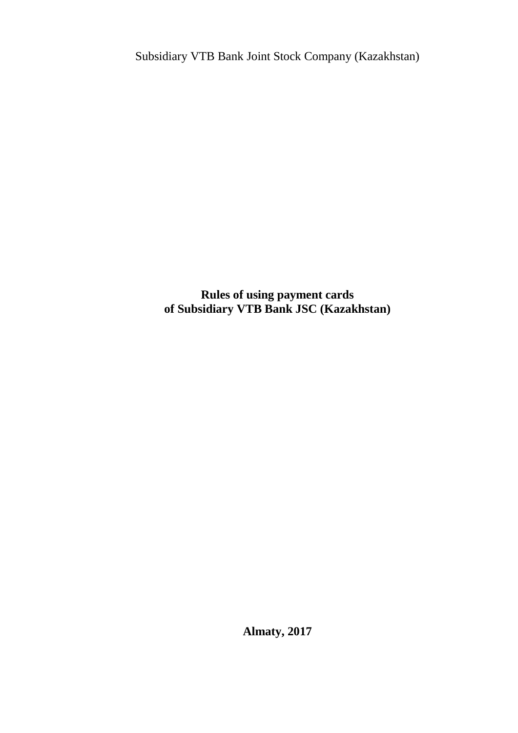Subsidiary VTB Bank Joint Stock Company (Kazakhstan)

# Rules of using payment cards of Subsidiary VTB Bank JSC (Kazakhstan)

**Almaty, 2017**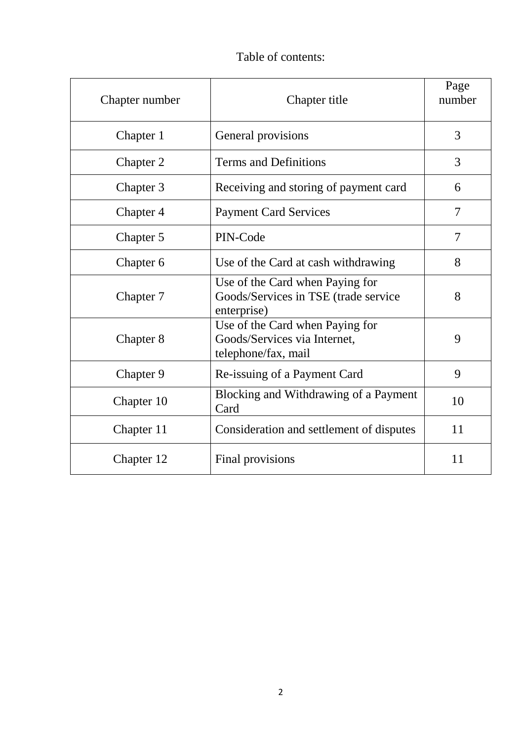Table of contents:

| Chapter number | Chapter title | Page number |
|---|---|---|
| Chapter 1 | General provisions | 3 |
| Chapter 2 | Terms and Definitions | 3 |
| Chapter 3 | Receiving and storing of payment card | 6 |
| Chapter 4 | Payment Card Services | 7 |
| Chapter 5 | PIN-Code | 7 |
| Chapter 6 | Use of the Card at cash withdrawing | 8 |
| Chapter 7 | Use of the Card when Paying for Goods/Services in TSE (trade service enterprise) | 8 |
| Chapter 8 | Use of the Card when Paying for Goods/Services via Internet, telephone/fax, mail | 9 |
| Chapter 9 | Re-issuing of a Payment Card | 9 |
| Chapter 10 | Blocking and Withdrawing of a Payment Card | 10 |
| Chapter 11 | Consideration and settlement of disputes | 11 |
| Chapter 12 | Final provisions | 11 |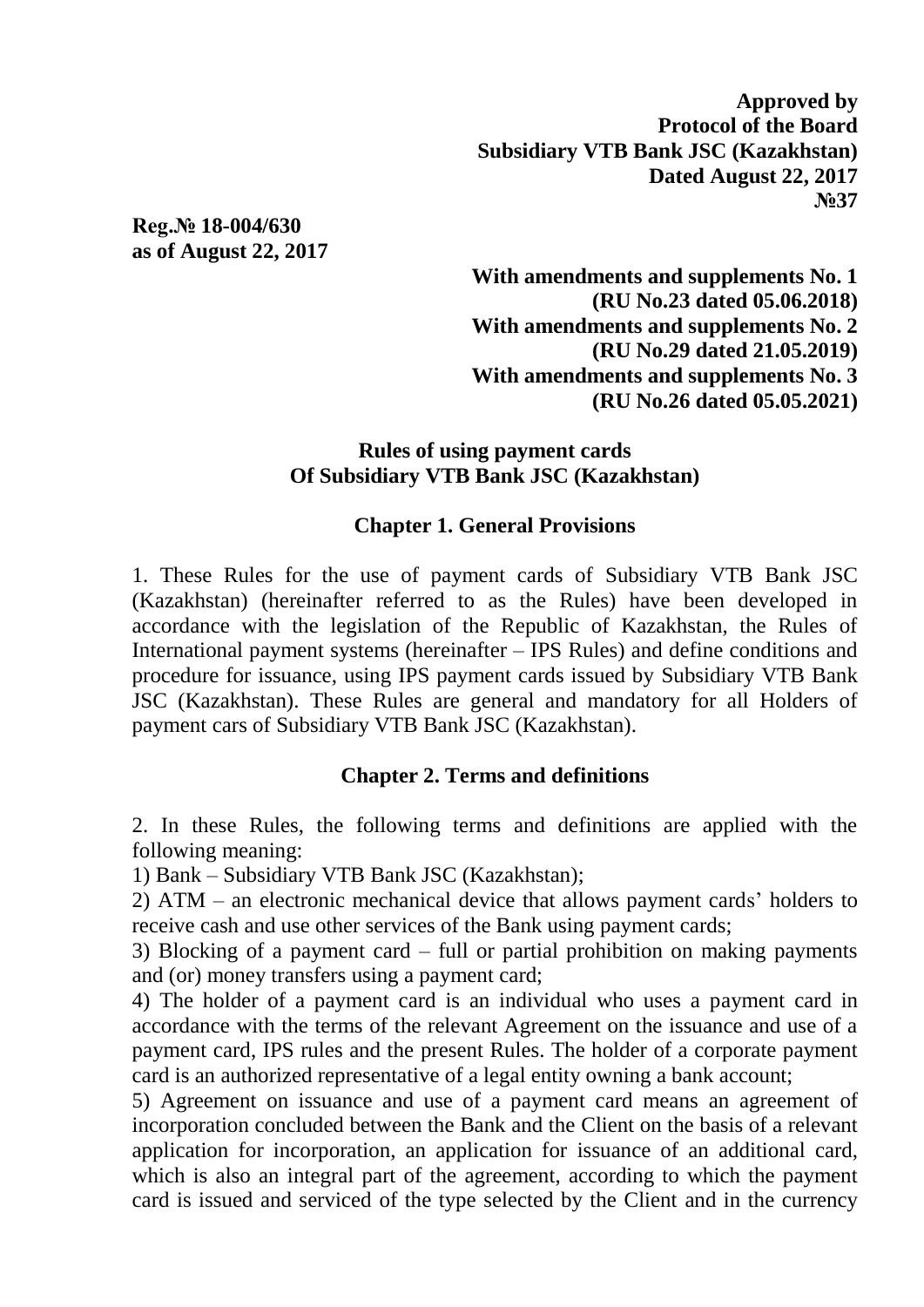**Approved by**
**Protocol of the Board**
**Subsidiary VTB Bank JSC (Kazakhstan)**
**Dated August 22, 2017**
**№37**

**Reg.№ 18-004/630**
**as of August 22, 2017**

**With amendments and supplements No. 1**
**(RU No.23 dated 05.06.2018)**
**With amendments and supplements No. 2**
**(RU No.29 dated 21.05.2019)**
**With amendments and supplements No. 3**
**(RU No.26 dated 05.05.2021)**

# Rules of using payment cards Of Subsidiary VTB Bank JSC (Kazakhstan)

## Chapter 1. General Provisions

1. These Rules for the use of payment cards of Subsidiary VTB Bank JSC (Kazakhstan) (hereinafter referred to as the Rules) have been developed in accordance with the legislation of the Republic of Kazakhstan, the Rules of International payment systems (hereinafter – IPS Rules) and define conditions and procedure for issuance, using IPS payment cards issued by Subsidiary VTB Bank JSC (Kazakhstan). These Rules are general and mandatory for all Holders of payment cars of Subsidiary VTB Bank JSC (Kazakhstan).

## Chapter 2. Terms and definitions

2. In these Rules, the following terms and definitions are applied with the following meaning:

1) Bank – Subsidiary VTB Bank JSC (Kazakhstan);

2) ATM – an electronic mechanical device that allows payment cards' holders to receive cash and use other services of the Bank using payment cards;

3) Blocking of a payment card – full or partial prohibition on making payments and (or) money transfers using a payment card;

4) The holder of a payment card is an individual who uses a payment card in accordance with the terms of the relevant Agreement on the issuance and use of a payment card, IPS rules and the present Rules. The holder of a corporate payment card is an authorized representative of a legal entity owning a bank account;

5) Agreement on issuance and use of a payment card means an agreement of incorporation concluded between the Bank and the Client on the basis of a relevant application for incorporation, an application for issuance of an additional card, which is also an integral part of the agreement, according to which the payment card is issued and serviced of the type selected by the Client and in the currency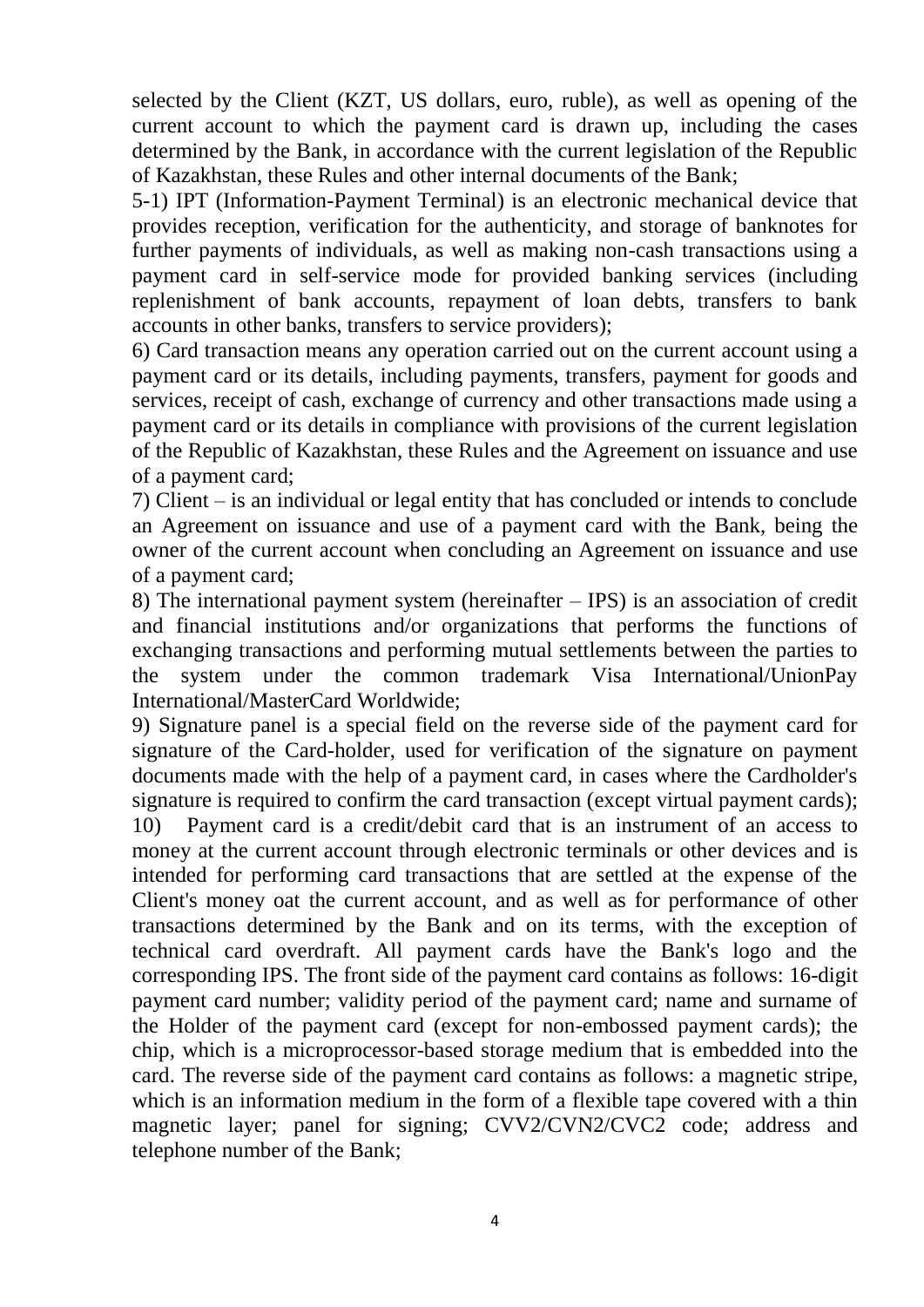selected by the Client (KZT, US dollars, euro, ruble), as well as opening of the current account to which the payment card is drawn up, including the cases determined by the Bank, in accordance with the current legislation of the Republic of Kazakhstan, these Rules and other internal documents of the Bank;

5-1) IPT (Information-Payment Terminal) is an electronic mechanical device that provides reception, verification for the authenticity, and storage of banknotes for further payments of individuals, as well as making non-cash transactions using a payment card in self-service mode for provided banking services (including replenishment of bank accounts, repayment of loan debts, transfers to bank accounts in other banks, transfers to service providers);

6) Card transaction means any operation carried out on the current account using a payment card or its details, including payments, transfers, payment for goods and services, receipt of cash, exchange of currency and other transactions made using a payment card or its details in compliance with provisions of the current legislation of the Republic of Kazakhstan, these Rules and the Agreement on issuance and use of a payment card;

7) Client – is an individual or legal entity that has concluded or intends to conclude an Agreement on issuance and use of a payment card with the Bank, being the owner of the current account when concluding an Agreement on issuance and use of a payment card;

8) The international payment system (hereinafter – IPS) is an association of credit and financial institutions and/or organizations that performs the functions of exchanging transactions and performing mutual settlements between the parties to the system under the common trademark Visa International/UnionPay International/MasterCard Worldwide;

9) Signature panel is a special field on the reverse side of the payment card for signature of the Card-holder, used for verification of the signature on payment documents made with the help of a payment card, in cases where the Cardholder's signature is required to confirm the card transaction (except virtual payment cards);

10) Payment card is a credit/debit card that is an instrument of an access to money at the current account through electronic terminals or other devices and is intended for performing card transactions that are settled at the expense of the Client's money oat the current account, and as well as for performance of other transactions determined by the Bank and on its terms, with the exception of technical card overdraft. All payment cards have the Bank's logo and the corresponding IPS. The front side of the payment card contains as follows: 16-digit payment card number; validity period of the payment card; name and surname of the Holder of the payment card (except for non-embossed payment cards); the chip, which is a microprocessor-based storage medium that is embedded into the card. The reverse side of the payment card contains as follows: a magnetic stripe, which is an information medium in the form of a flexible tape covered with a thin magnetic layer; panel for signing; CVV2/CVN2/CVC2 code; address and telephone number of the Bank;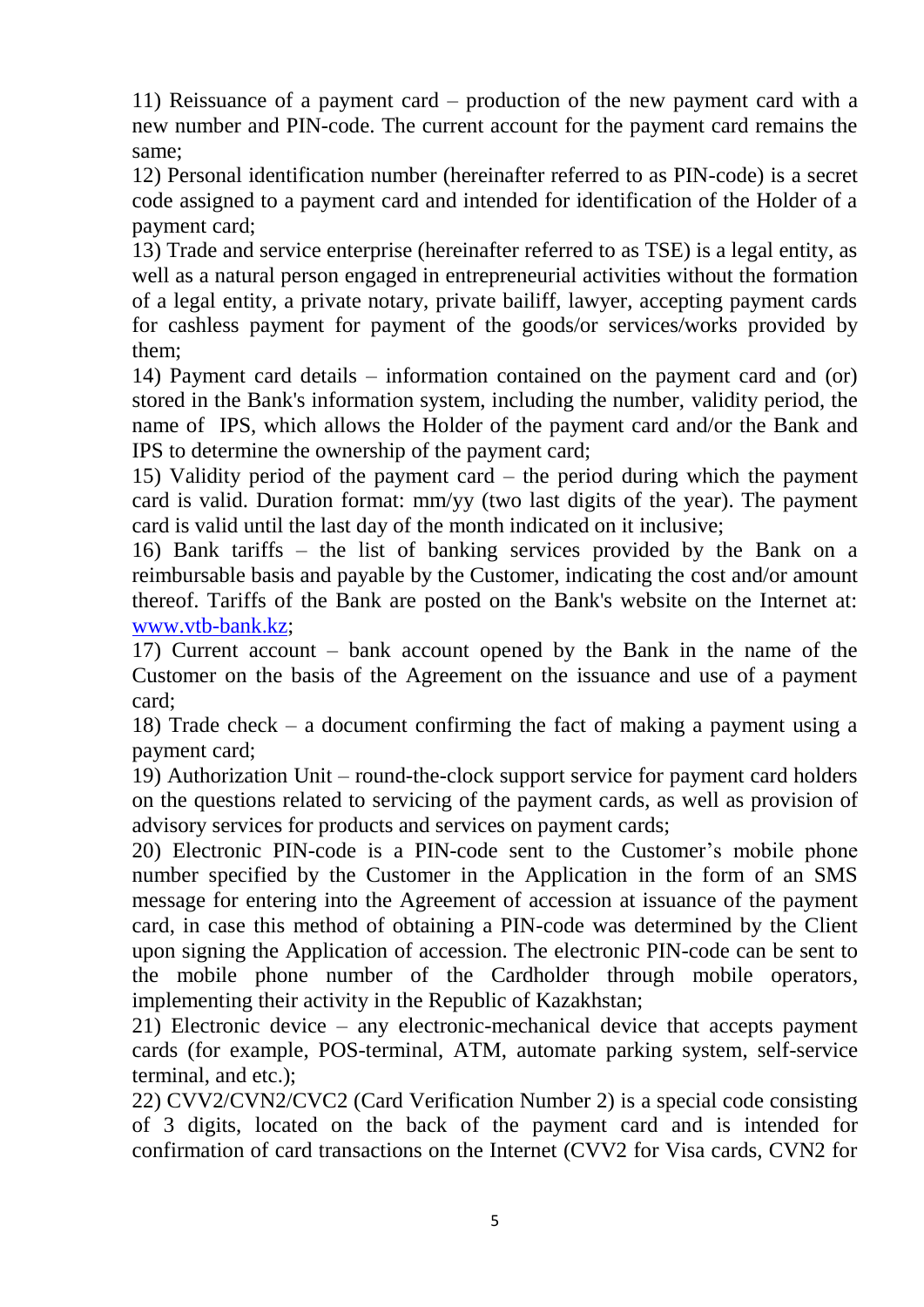11) Reissuance of a payment card – production of the new payment card with a new number and PIN-code. The current account for the payment card remains the same;

12) Personal identification number (hereinafter referred to as PIN-code) is a secret code assigned to a payment card and intended for identification of the Holder of a payment card;

13) Trade and service enterprise (hereinafter referred to as TSE) is a legal entity, as well as a natural person engaged in entrepreneurial activities without the formation of a legal entity, a private notary, private bailiff, lawyer, accepting payment cards for cashless payment for payment of the goods/or services/works provided by them;

14) Payment card details – information contained on the payment card and (or) stored in the Bank's information system, including the number, validity period, the name of IPS, which allows the Holder of the payment card and/or the Bank and IPS to determine the ownership of the payment card;

15) Validity period of the payment card – the period during which the payment card is valid. Duration format: mm/yy (two last digits of the year). The payment card is valid until the last day of the month indicated on it inclusive;

16) Bank tariffs – the list of banking services provided by the Bank on a reimbursable basis and payable by the Customer, indicating the cost and/or amount thereof. Tariffs of the Bank are posted on the Bank's website on the Internet at: [www.vtb-bank.kz](http://www.vtb-bank.kz);

17) Current account – bank account opened by the Bank in the name of the Customer on the basis of the Agreement on the issuance and use of a payment card;

18) Trade check – a document confirming the fact of making a payment using a payment card;

19) Authorization Unit – round-the-clock support service for payment card holders on the questions related to servicing of the payment cards, as well as provision of advisory services for products and services on payment cards;

20) Electronic PIN-code is a PIN-code sent to the Customer's mobile phone number specified by the Customer in the Application in the form of an SMS message for entering into the Agreement of accession at issuance of the payment card, in case this method of obtaining a PIN-code was determined by the Client upon signing the Application of accession. The electronic PIN-code can be sent to the mobile phone number of the Cardholder through mobile operators, implementing their activity in the Republic of Kazakhstan;

21) Electronic device – any electronic-mechanical device that accepts payment cards (for example, POS-terminal, ATM, automate parking system, self-service terminal, and etc.);

22) CVV2/CVN2/CVC2 (Card Verification Number 2) is a special code consisting of 3 digits, located on the back of the payment card and is intended for confirmation of card transactions on the Internet (CVV2 for Visa cards, CVN2 for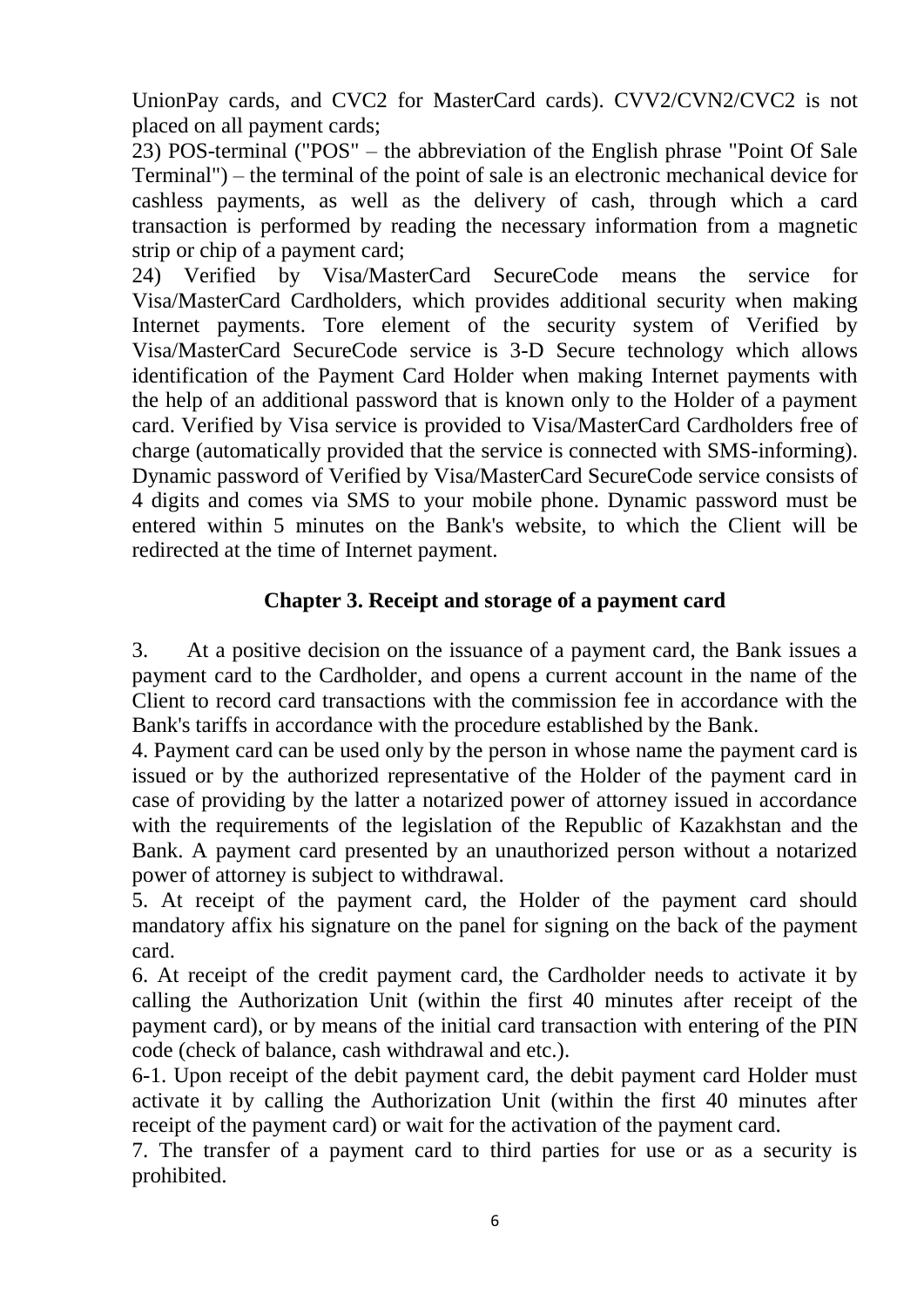UnionPay cards, and CVC2 for MasterCard cards). CVV2/CVN2/CVC2 is not placed on all payment cards;

23) POS-terminal ("POS" – the abbreviation of the English phrase "Point Of Sale Terminal") – the terminal of the point of sale is an electronic mechanical device for cashless payments, as well as the delivery of cash, through which a card transaction is performed by reading the necessary information from a magnetic strip or chip of a payment card;

24) Verified by Visa/MasterCard SecureCode means the service for Visa/MasterCard Cardholders, which provides additional security when making Internet payments. Tore element of the security system of Verified by Visa/MasterCard SecureCode service is 3-D Secure technology which allows identification of the Payment Card Holder when making Internet payments with the help of an additional password that is known only to the Holder of a payment card. Verified by Visa service is provided to Visa/MasterCard Cardholders free of charge (automatically provided that the service is connected with SMS-informing). Dynamic password of Verified by Visa/MasterCard SecureCode service consists of 4 digits and comes via SMS to your mobile phone. Dynamic password must be entered within 5 minutes on the Bank's website, to which the Client will be redirected at the time of Internet payment.

## Chapter 3. Receipt and storage of a payment card

3. At a positive decision on the issuance of a payment card, the Bank issues a payment card to the Cardholder, and opens a current account in the name of the Client to record card transactions with the commission fee in accordance with the Bank's tariffs in accordance with the procedure established by the Bank.

4. Payment card can be used only by the person in whose name the payment card is issued or by the authorized representative of the Holder of the payment card in case of providing by the latter a notarized power of attorney issued in accordance with the requirements of the legislation of the Republic of Kazakhstan and the Bank. A payment card presented by an unauthorized person without a notarized power of attorney is subject to withdrawal.

5. At receipt of the payment card, the Holder of the payment card should mandatory affix his signature on the panel for signing on the back of the payment card.

6. At receipt of the credit payment card, the Cardholder needs to activate it by calling the Authorization Unit (within the first 40 minutes after receipt of the payment card), or by means of the initial card transaction with entering of the PIN code (check of balance, cash withdrawal and etc.).

6-1. Upon receipt of the debit payment card, the debit payment card Holder must activate it by calling the Authorization Unit (within the first 40 minutes after receipt of the payment card) or wait for the activation of the payment card.

7. The transfer of a payment card to third parties for use or as a security is prohibited.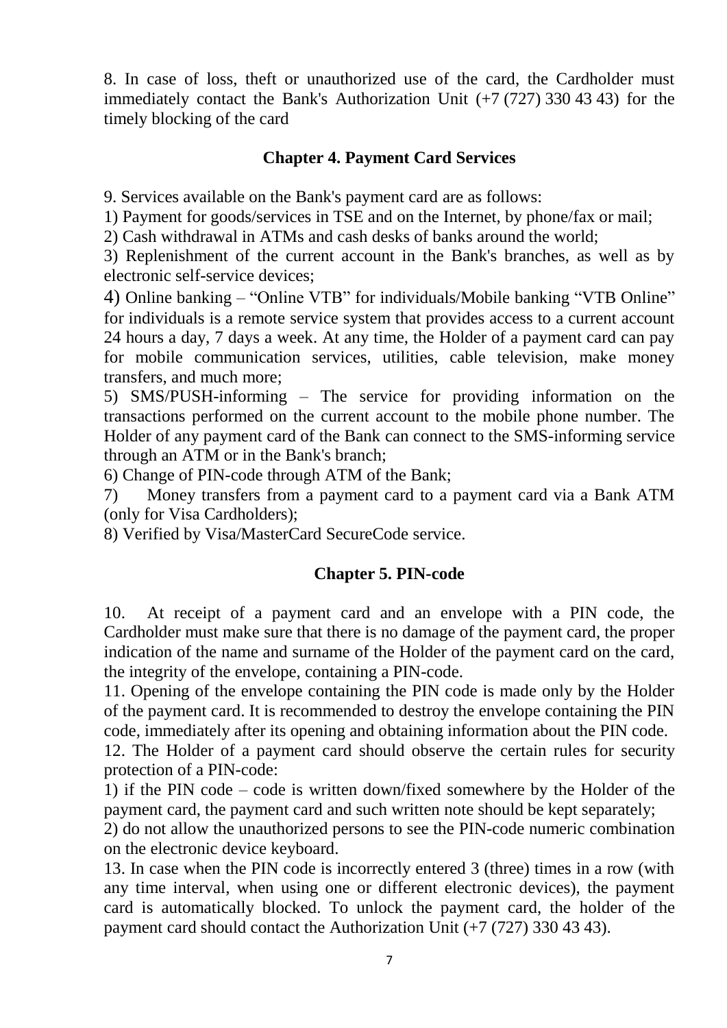8. In case of loss, theft or unauthorized use of the card, the Cardholder must immediately contact the Bank's Authorization Unit (+7 (727) 330 43 43) for the timely blocking of the card

## Chapter 4. Payment Card Services

9. Services available on the Bank's payment card are as follows:

1) Payment for goods/services in TSE and on the Internet, by phone/fax or mail;
2) Cash withdrawal in ATMs and cash desks of banks around the world;
3) Replenishment of the current account in the Bank's branches, as well as by electronic self-service devices;
4) Online banking – "Online VTB" for individuals/Mobile banking "VTB Online" for individuals is a remote service system that provides access to a current account 24 hours a day, 7 days a week. At any time, the Holder of a payment card can pay for mobile communication services, utilities, cable television, make money transfers, and much more;
5) SMS/PUSH-informing – The service for providing information on the transactions performed on the current account to the mobile phone number. The Holder of any payment card of the Bank can connect to the SMS-informing service through an ATM or in the Bank's branch;
6) Change of PIN-code through ATM of the Bank;
7) Money transfers from a payment card to a payment card via a Bank ATM (only for Visa Cardholders);
8) Verified by Visa/MasterCard SecureCode service.

## Chapter 5. PIN-code

10. At receipt of a payment card and an envelope with a PIN code, the Cardholder must make sure that there is no damage of the payment card, the proper indication of the name and surname of the Holder of the payment card on the card, the integrity of the envelope, containing a PIN-code.

11. Opening of the envelope containing the PIN code is made only by the Holder of the payment card. It is recommended to destroy the envelope containing the PIN code, immediately after its opening and obtaining information about the PIN code.

12. The Holder of a payment card should observe the certain rules for security protection of a PIN-code:

1) if the PIN code – code is written down/fixed somewhere by the Holder of the payment card, the payment card and such written note should be kept separately;
2) do not allow the unauthorized persons to see the PIN-code numeric combination on the electronic device keyboard.

13. In case when the PIN code is incorrectly entered 3 (three) times in a row (with any time interval, when using one or different electronic devices), the payment card is automatically blocked. To unlock the payment card, the holder of the payment card should contact the Authorization Unit (+7 (727) 330 43 43).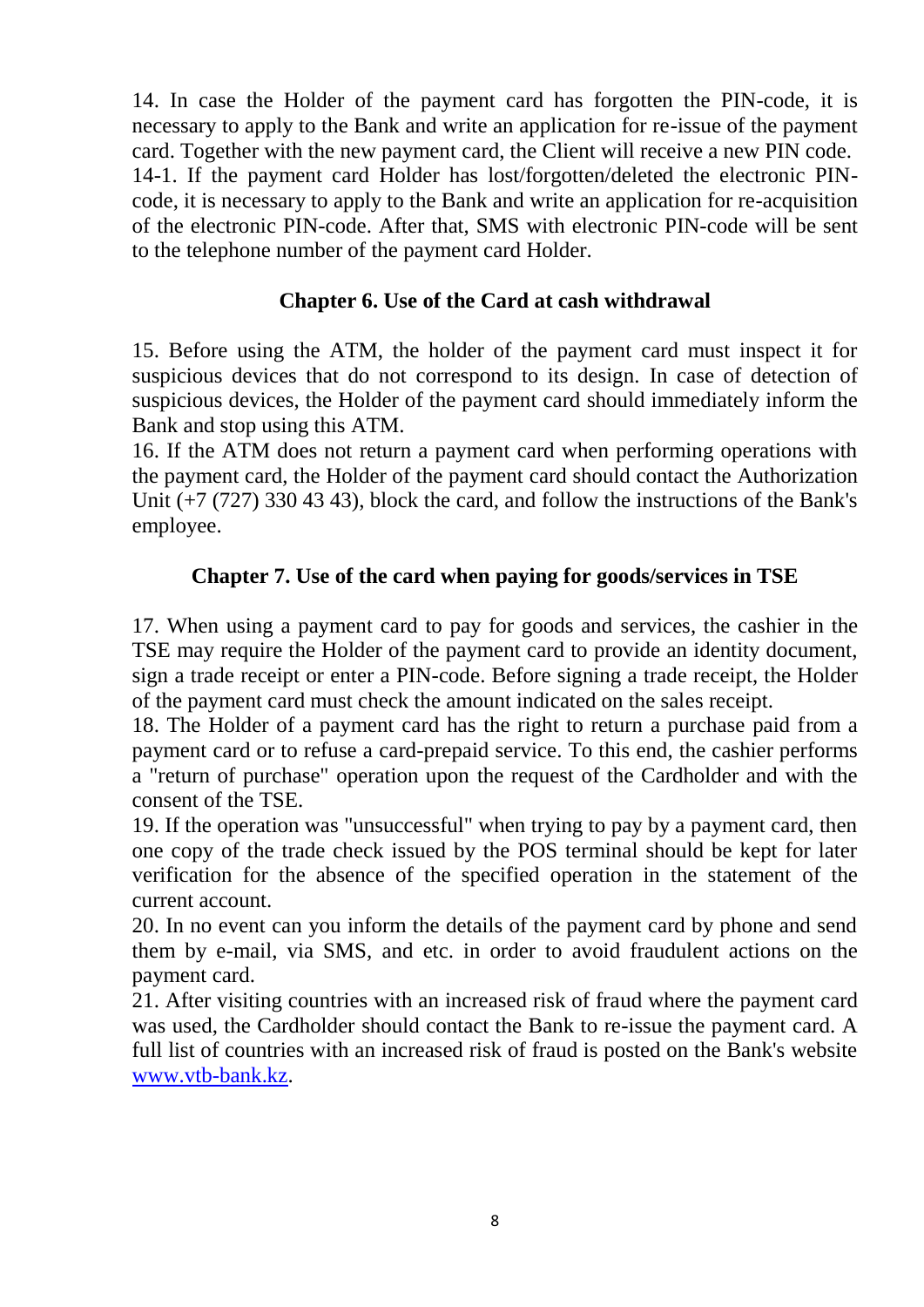14. In case the Holder of the payment card has forgotten the PIN-code, it is necessary to apply to the Bank and write an application for re-issue of the payment card. Together with the new payment card, the Client will receive a new PIN code.

14-1. If the payment card Holder has lost/forgotten/deleted the electronic PIN-code, it is necessary to apply to the Bank and write an application for re-acquisition of the electronic PIN-code. After that, SMS with electronic PIN-code will be sent to the telephone number of the payment card Holder.

## Chapter 6. Use of the Card at cash withdrawal

15. Before using the ATM, the holder of the payment card must inspect it for suspicious devices that do not correspond to its design. In case of detection of suspicious devices, the Holder of the payment card should immediately inform the Bank and stop using this ATM.

16. If the ATM does not return a payment card when performing operations with the payment card, the Holder of the payment card should contact the Authorization Unit (+7 (727) 330 43 43), block the card, and follow the instructions of the Bank's employee.

## Chapter 7. Use of the card when paying for goods/services in TSE

17. When using a payment card to pay for goods and services, the cashier in the TSE may require the Holder of the payment card to provide an identity document, sign a trade receipt or enter a PIN-code. Before signing a trade receipt, the Holder of the payment card must check the amount indicated on the sales receipt.

18. The Holder of a payment card has the right to return a purchase paid from a payment card or to refuse a card-prepaid service. To this end, the cashier performs a "return of purchase" operation upon the request of the Cardholder and with the consent of the TSE.

19. If the operation was "unsuccessful" when trying to pay by a payment card, then one copy of the trade check issued by the POS terminal should be kept for later verification for the absence of the specified operation in the statement of the current account.

20. In no event can you inform the details of the payment card by phone and send them by e-mail, via SMS, and etc. in order to avoid fraudulent actions on the payment card.

21. After visiting countries with an increased risk of fraud where the payment card was used, the Cardholder should contact the Bank to re-issue the payment card. A full list of countries with an increased risk of fraud is posted on the Bank's website www.vtb-bank.kz.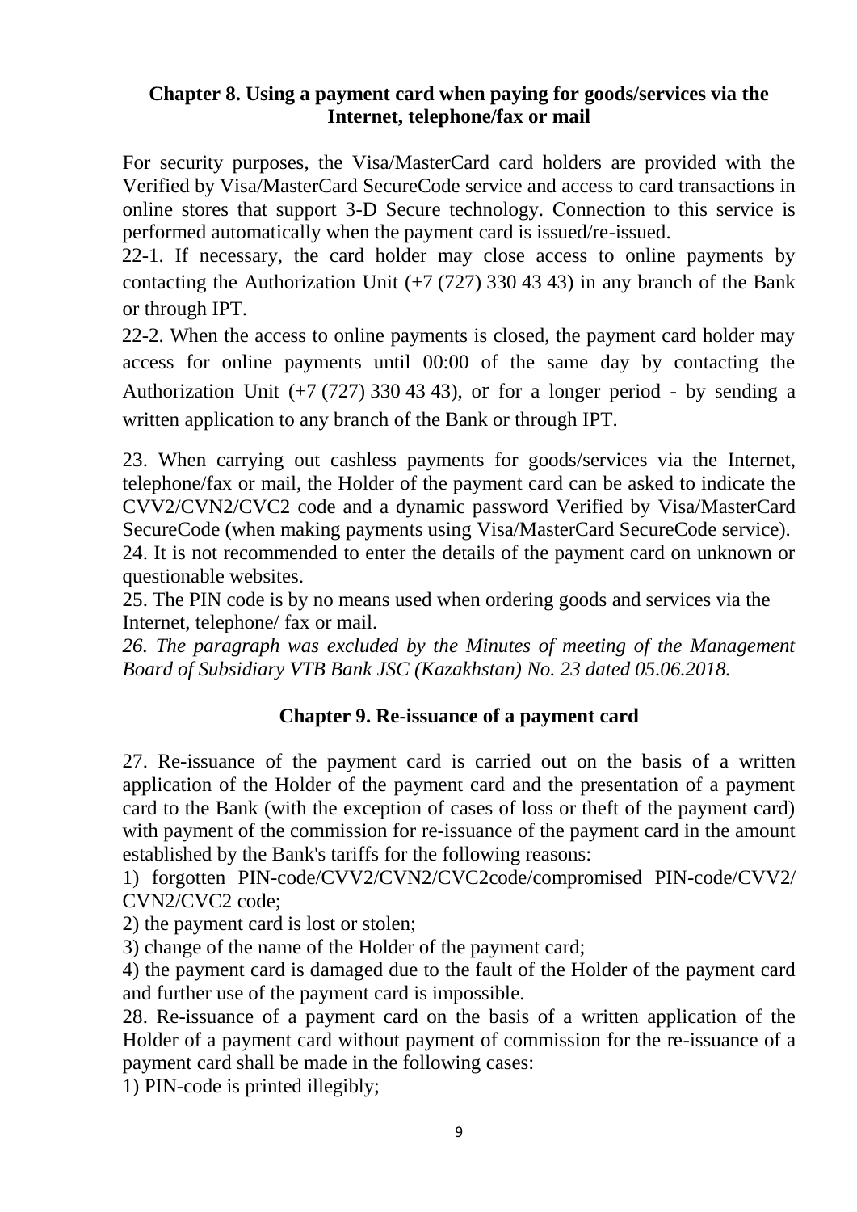## Chapter 8. Using a payment card when paying for goods/services via the Internet, telephone/fax or mail

For security purposes, the Visa/MasterCard card holders are provided with the Verified by Visa/MasterCard SecureCode service and access to card transactions in online stores that support 3-D Secure technology. Connection to this service is performed automatically when the payment card is issued/re-issued.

22-1. If necessary, the card holder may close access to online payments by contacting the Authorization Unit (+7 (727) 330 43 43) in any branch of the Bank or through IPT.

22-2. When the access to online payments is closed, the payment card holder may access for online payments until 00:00 of the same day by contacting the Authorization Unit (+7 (727) 330 43 43), or for a longer period - by sending a written application to any branch of the Bank or through IPT.

23. When carrying out cashless payments for goods/services via the Internet, telephone/fax or mail, the Holder of the payment card can be asked to indicate the CVV2/CVN2/CVC2 code and a dynamic password Verified by Visa/MasterCard SecureCode (when making payments using Visa/MasterCard SecureCode service).

24. It is not recommended to enter the details of the payment card on unknown or questionable websites.

25. The PIN code is by no means used when ordering goods and services via the Internet, telephone/ fax or mail.

*26. The paragraph was excluded by the Minutes of meeting of the Management Board of Subsidiary VTB Bank JSC (Kazakhstan) No. 23 dated 05.06.2018.*

## Chapter 9. Re-issuance of a payment card

27. Re-issuance of the payment card is carried out on the basis of a written application of the Holder of the payment card and the presentation of a payment card to the Bank (with the exception of cases of loss or theft of the payment card) with payment of the commission for re-issuance of the payment card in the amount established by the Bank's tariffs for the following reasons:

1) forgotten PIN-code/CVV2/CVN2/CVC2code/compromised PIN-code/CVV2/CVN2/CVC2 code;

2) the payment card is lost or stolen;

3) change of the name of the Holder of the payment card;

4) the payment card is damaged due to the fault of the Holder of the payment card and further use of the payment card is impossible.

28. Re-issuance of a payment card on the basis of a written application of the Holder of a payment card without payment of commission for the re-issuance of a payment card shall be made in the following cases:

1) PIN-code is printed illegibly;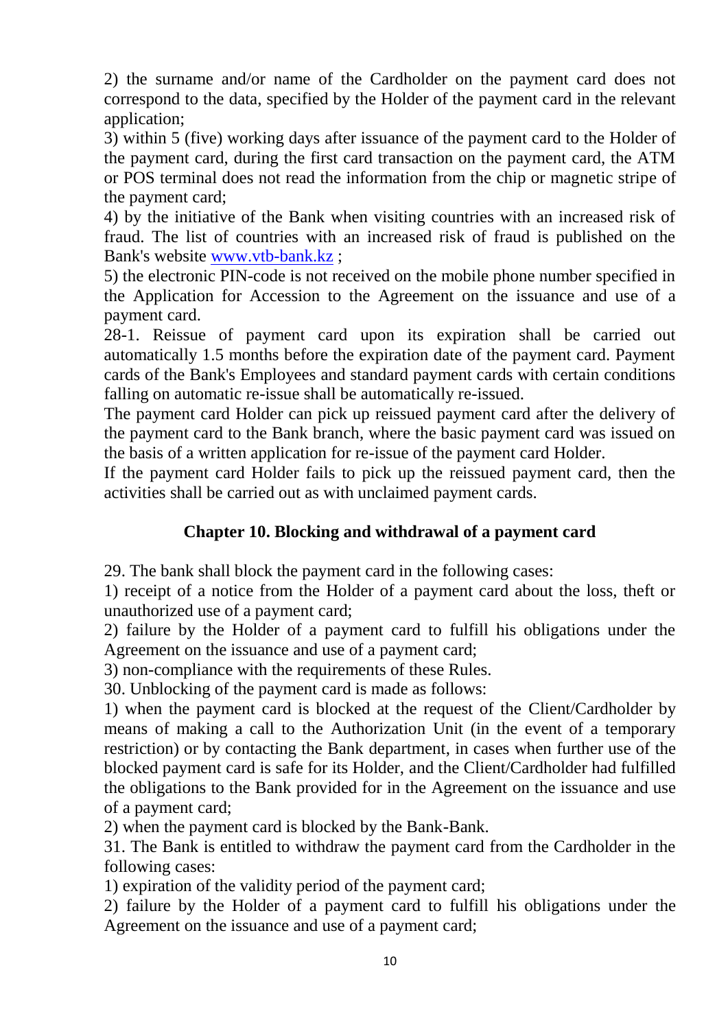2) the surname and/or name of the Cardholder on the payment card does not correspond to the data, specified by the Holder of the payment card in the relevant application;

3) within 5 (five) working days after issuance of the payment card to the Holder of the payment card, during the first card transaction on the payment card, the ATM or POS terminal does not read the information from the chip or magnetic stripe of the payment card;

4) by the initiative of the Bank when visiting countries with an increased risk of fraud. The list of countries with an increased risk of fraud is published on the Bank's website [www.vtb-bank.kz](http://www.vtb-bank.kz) ;

5) the electronic PIN-code is not received on the mobile phone number specified in the Application for Accession to the Agreement on the issuance and use of a payment card.

28-1. Reissue of payment card upon its expiration shall be carried out automatically 1.5 months before the expiration date of the payment card. Payment cards of the Bank's Employees and standard payment cards with certain conditions falling on automatic re-issue shall be automatically re-issued.

The payment card Holder can pick up reissued payment card after the delivery of the payment card to the Bank branch, where the basic payment card was issued on the basis of a written application for re-issue of the payment card Holder.

If the payment card Holder fails to pick up the reissued payment card, then the activities shall be carried out as with unclaimed payment cards.

## Chapter 10. Blocking and withdrawal of a payment card

29. The bank shall block the payment card in the following cases:

1) receipt of a notice from the Holder of a payment card about the loss, theft or unauthorized use of a payment card;

2) failure by the Holder of a payment card to fulfill his obligations under the Agreement on the issuance and use of a payment card;

3) non-compliance with the requirements of these Rules.

30. Unblocking of the payment card is made as follows:

1) when the payment card is blocked at the request of the Client/Cardholder by means of making a call to the Authorization Unit (in the event of a temporary restriction) or by contacting the Bank department, in cases when further use of the blocked payment card is safe for its Holder, and the Client/Cardholder had fulfilled the obligations to the Bank provided for in the Agreement on the issuance and use of a payment card;

2) when the payment card is blocked by the Bank-Bank.

31. The Bank is entitled to withdraw the payment card from the Cardholder in the following cases:

1) expiration of the validity period of the payment card;

2) failure by the Holder of a payment card to fulfill his obligations under the Agreement on the issuance and use of a payment card;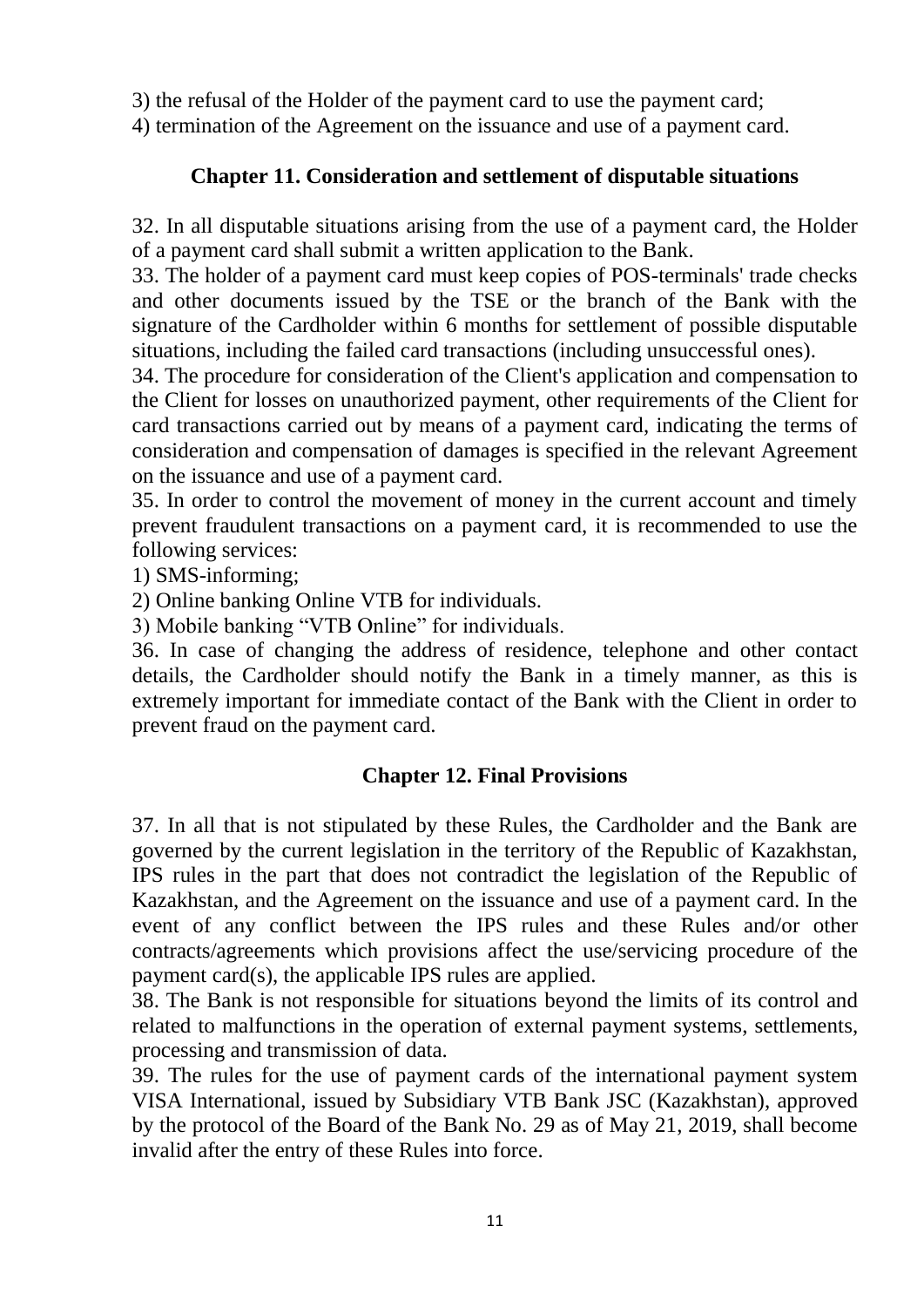3) the refusal of the Holder of the payment card to use the payment card;

4) termination of the Agreement on the issuance and use of a payment card.

## Chapter 11. Consideration and settlement of disputable situations

32. In all disputable situations arising from the use of a payment card, the Holder of a payment card shall submit a written application to the Bank.

33. The holder of a payment card must keep copies of POS-terminals' trade checks and other documents issued by the TSE or the branch of the Bank with the signature of the Cardholder within 6 months for settlement of possible disputable situations, including the failed card transactions (including unsuccessful ones).

34. The procedure for consideration of the Client's application and compensation to the Client for losses on unauthorized payment, other requirements of the Client for card transactions carried out by means of a payment card, indicating the terms of consideration and compensation of damages is specified in the relevant Agreement on the issuance and use of a payment card.

35. In order to control the movement of money in the current account and timely prevent fraudulent transactions on a payment card, it is recommended to use the following services:

1) SMS-informing;
2) Online banking Online VTB for individuals.
3) Mobile banking "VTB Online" for individuals.

36. In case of changing the address of residence, telephone and other contact details, the Cardholder should notify the Bank in a timely manner, as this is extremely important for immediate contact of the Bank with the Client in order to prevent fraud on the payment card.

## Chapter 12. Final Provisions

37. In all that is not stipulated by these Rules, the Cardholder and the Bank are governed by the current legislation in the territory of the Republic of Kazakhstan, IPS rules in the part that does not contradict the legislation of the Republic of Kazakhstan, and the Agreement on the issuance and use of a payment card. In the event of any conflict between the IPS rules and these Rules and/or other contracts/agreements which provisions affect the use/servicing procedure of the payment card(s), the applicable IPS rules are applied.

38. The Bank is not responsible for situations beyond the limits of its control and related to malfunctions in the operation of external payment systems, settlements, processing and transmission of data.

39. The rules for the use of payment cards of the international payment system VISA International, issued by Subsidiary VTB Bank JSC (Kazakhstan), approved by the protocol of the Board of the Bank No. 29 as of May 21, 2019, shall become invalid after the entry of these Rules into force.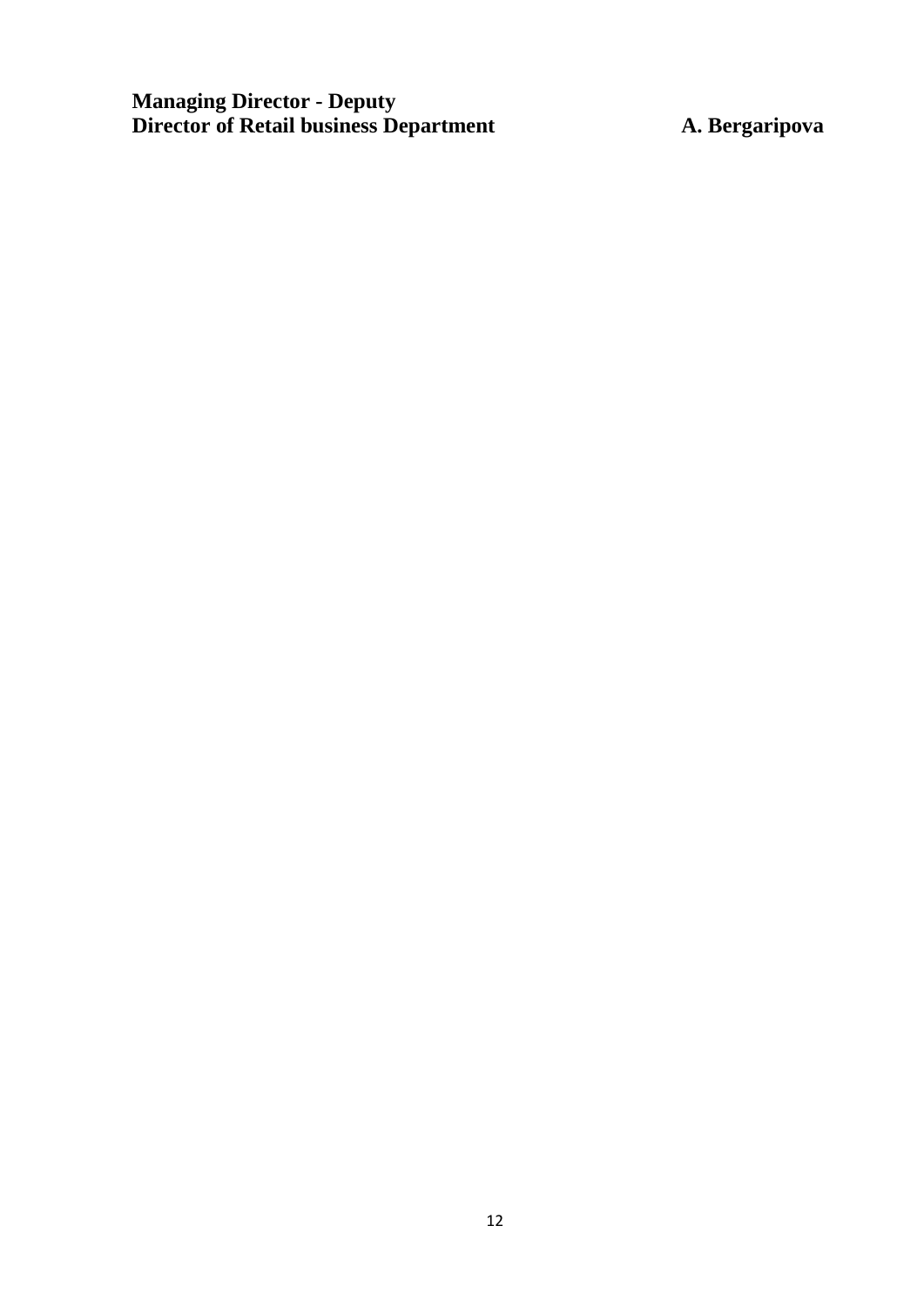**Managing Director - Deputy**
**Director of Retail business Department** **A. Bergaripova**